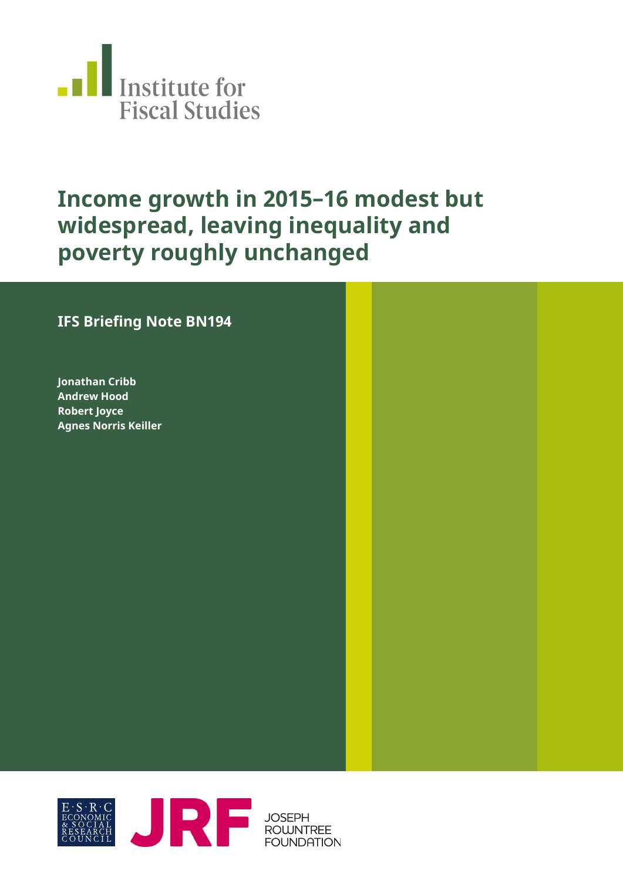Institute for Fiscal Studies

# Income growth in 2015–16 modest but widespread, leaving inequality and poverty roughly unchanged

**IFS Briefing Note BN194**

**Jonathan Cribb**
**Andrew Hood**
**Robert Joyce**
**Agnes Norris Keiller**

E·S·R·C ECONOMIC & SOCIAL RESEARCH COUNCIL

JRF JOSEPH ROWNTREE FOUNDATION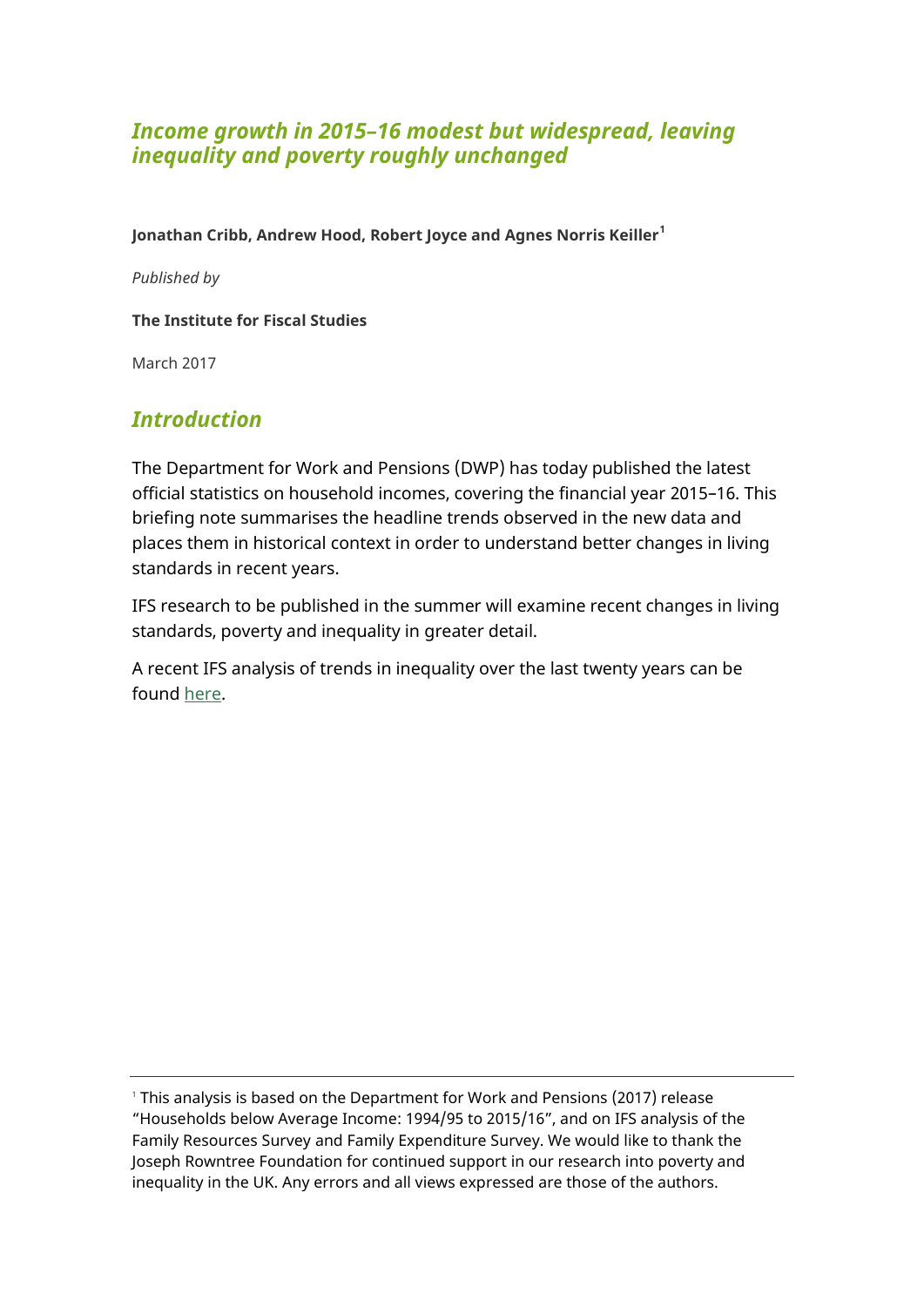## *Income growth in 2015–16 modest but widespread, leaving inequality and poverty roughly unchanged*

**Jonathan Cribb, Andrew Hood, Robert Joyce and Agnes Norris Keiller[1]**

*Published by*

**The Institute for Fiscal Studies**

March 2017

## *Introduction*

The Department for Work and Pensions (DWP) has today published the latest official statistics on household incomes, covering the financial year 2015–16. This briefing note summarises the headline trends observed in the new data and places them in historical context in order to understand better changes in living standards in recent years.

IFS research to be published in the summer will examine recent changes in living standards, poverty and inequality in greater detail.

A recent IFS analysis of trends in inequality over the last twenty years can be found here.

[1] This analysis is based on the Department for Work and Pensions (2017) release "Households below Average Income: 1994/95 to 2015/16", and on IFS analysis of the Family Resources Survey and Family Expenditure Survey. We would like to thank the Joseph Rowntree Foundation for continued support in our research into poverty and inequality in the UK. Any errors and all views expressed are those of the authors.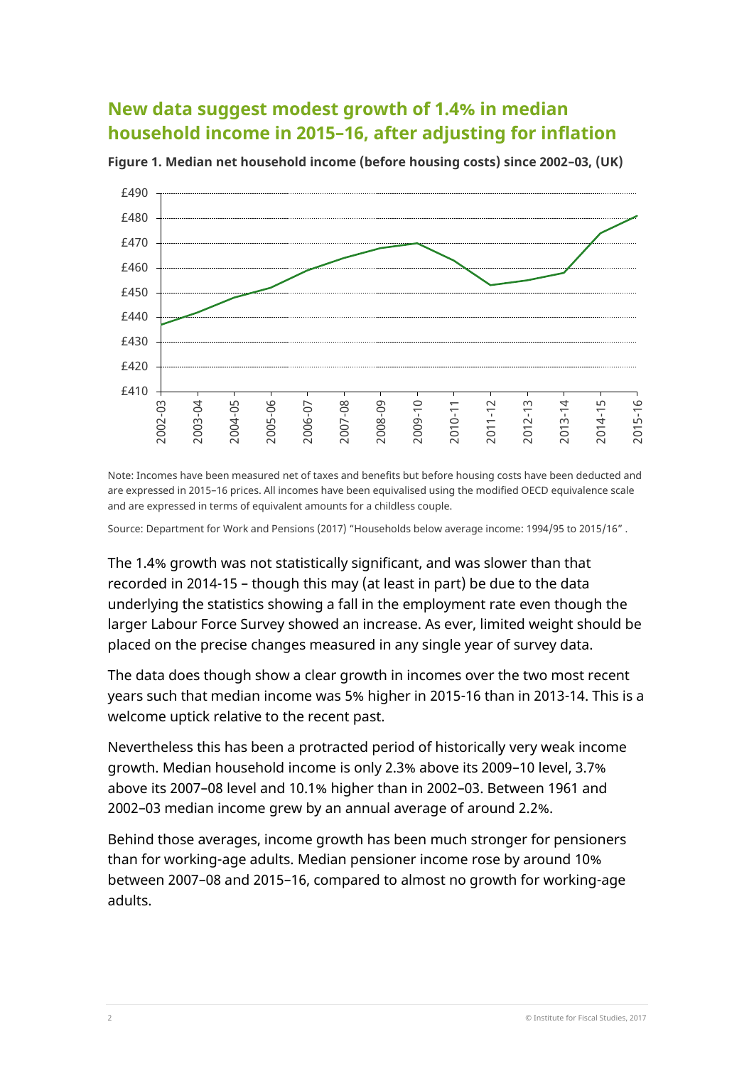## New data suggest modest growth of 1.4% in median household income in 2015–16, after adjusting for inflation

**Figure 1. Median net household income (before housing costs) since 2002–03, (UK)**

Note: Incomes have been measured net of taxes and benefits but before housing costs have been deducted and are expressed in 2015–16 prices. All incomes have been equivalised using the modified OECD equivalence scale and are expressed in terms of equivalent amounts for a childless couple.

Source: Department for Work and Pensions (2017) "Households below average income: 1994/95 to 2015/16" .

The 1.4% growth was not statistically significant, and was slower than that recorded in 2014-15 – though this may (at least in part) be due to the data underlying the statistics showing a fall in the employment rate even though the larger Labour Force Survey showed an increase. As ever, limited weight should be placed on the precise changes measured in any single year of survey data.

The data does though show a clear growth in incomes over the two most recent years such that median income was 5% higher in 2015-16 than in 2013-14. This is a welcome uptick relative to the recent past.

Nevertheless this has been a protracted period of historically very weak income growth. Median household income is only 2.3% above its 2009–10 level, 3.7% above its 2007–08 level and 10.1% higher than in 2002–03. Between 1961 and 2002–03 median income grew by an annual average of around 2.2%.

Behind those averages, income growth has been much stronger for pensioners than for working-age adults. Median pensioner income rose by around 10% between 2007–08 and 2015–16, compared to almost no growth for working-age adults.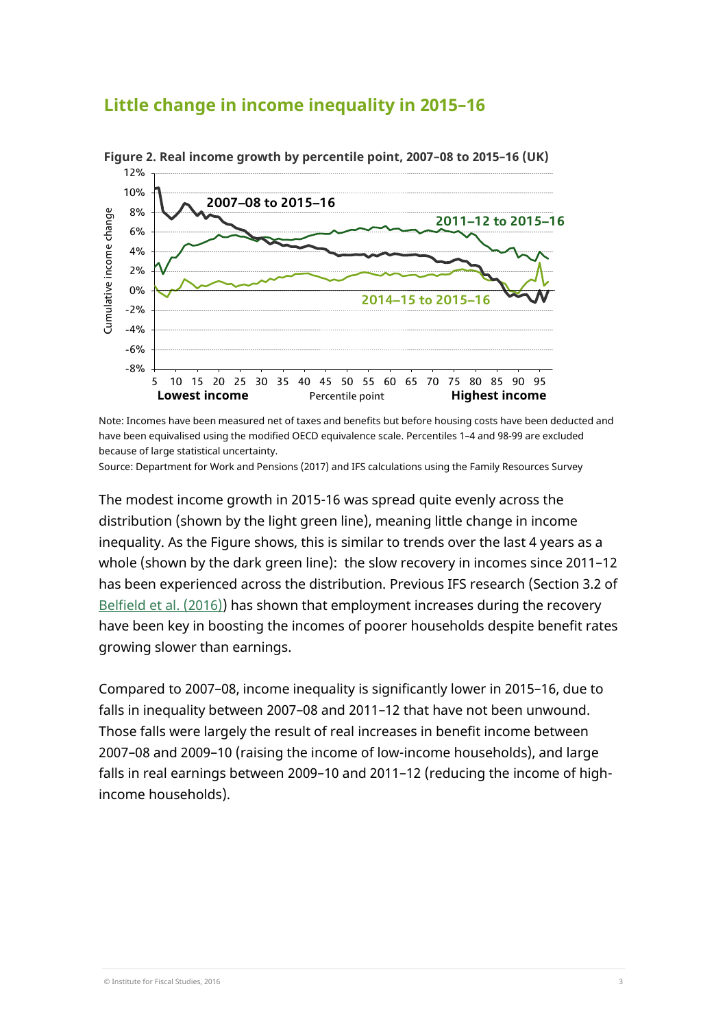## Little change in income inequality in 2015–16

**Figure 2. Real income growth by percentile point, 2007–08 to 2015–16 (UK)**

Note: Incomes have been measured net of taxes and benefits but before housing costs have been deducted and have been equivalised using the modified OECD equivalence scale. Percentiles 1–4 and 98-99 are excluded because of large statistical uncertainty.

Source: Department for Work and Pensions (2017) and IFS calculations using the Family Resources Survey

The modest income growth in 2015-16 was spread quite evenly across the distribution (shown by the light green line), meaning little change in income inequality. As the Figure shows, this is similar to trends over the last 4 years as a whole (shown by the dark green line): the slow recovery in incomes since 2011–12 has been experienced across the distribution. Previous IFS research (Section 3.2 of Belfield et al. (2016)) has shown that employment increases during the recovery have been key in boosting the incomes of poorer households despite benefit rates growing slower than earnings.

Compared to 2007–08, income inequality is significantly lower in 2015–16, due to falls in inequality between 2007–08 and 2011–12 that have not been unwound. Those falls were largely the result of real increases in benefit income between 2007–08 and 2009–10 (raising the income of low-income households), and large falls in real earnings between 2009–10 and 2011–12 (reducing the income of high-income households).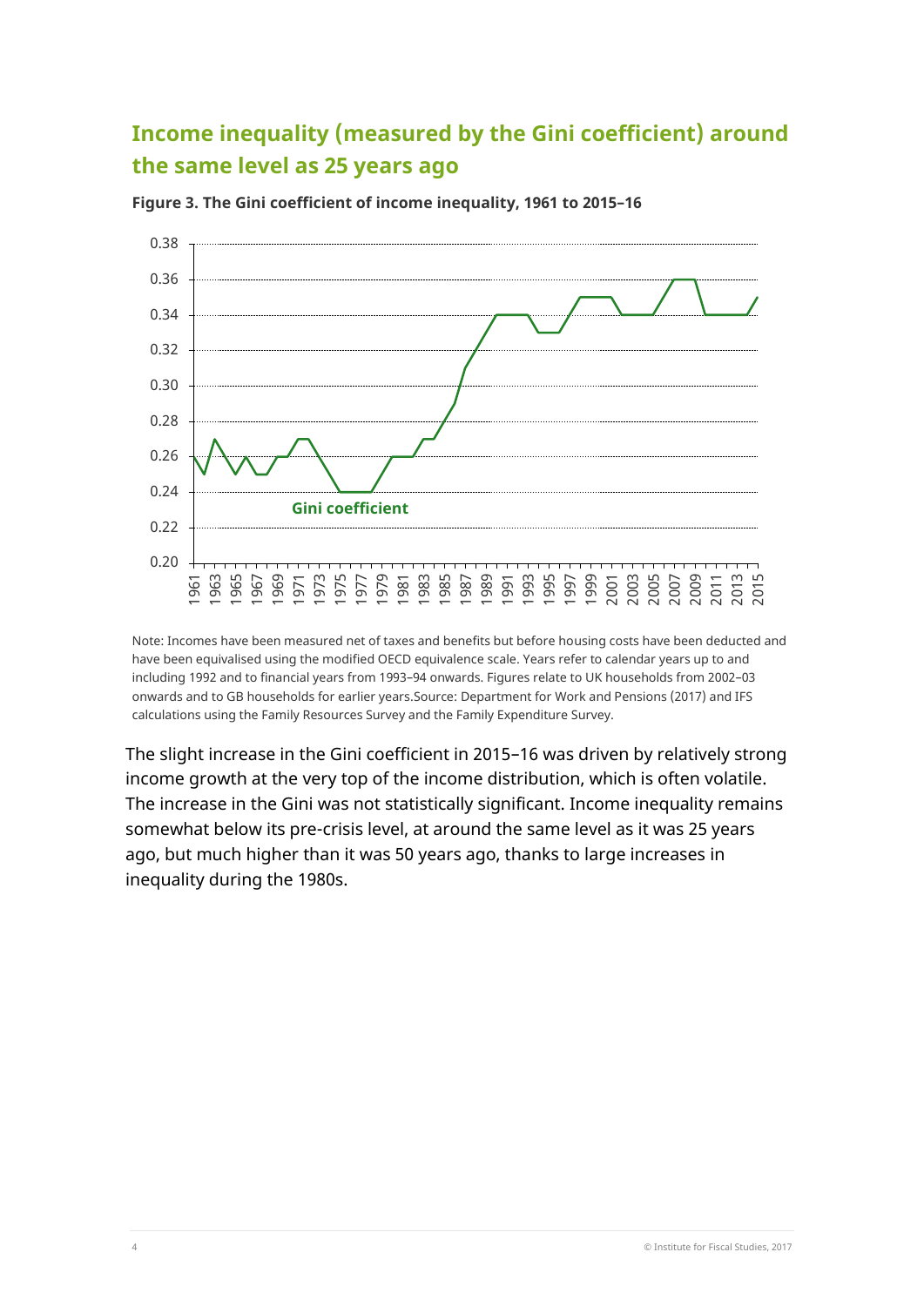## Income inequality (measured by the Gini coefficient) around the same level as 25 years ago

**Figure 3. The Gini coefficient of income inequality, 1961 to 2015–16**

Note: Incomes have been measured net of taxes and benefits but before housing costs have been deducted and have been equivalised using the modified OECD equivalence scale. Years refer to calendar years up to and including 1992 and to financial years from 1993–94 onwards. Figures relate to UK households from 2002–03 onwards and to GB households for earlier years.Source: Department for Work and Pensions (2017) and IFS calculations using the Family Resources Survey and the Family Expenditure Survey.

The slight increase in the Gini coefficient in 2015–16 was driven by relatively strong income growth at the very top of the income distribution, which is often volatile. The increase in the Gini was not statistically significant. Income inequality remains somewhat below its pre-crisis level, at around the same level as it was 25 years ago, but much higher than it was 50 years ago, thanks to large increases in inequality during the 1980s.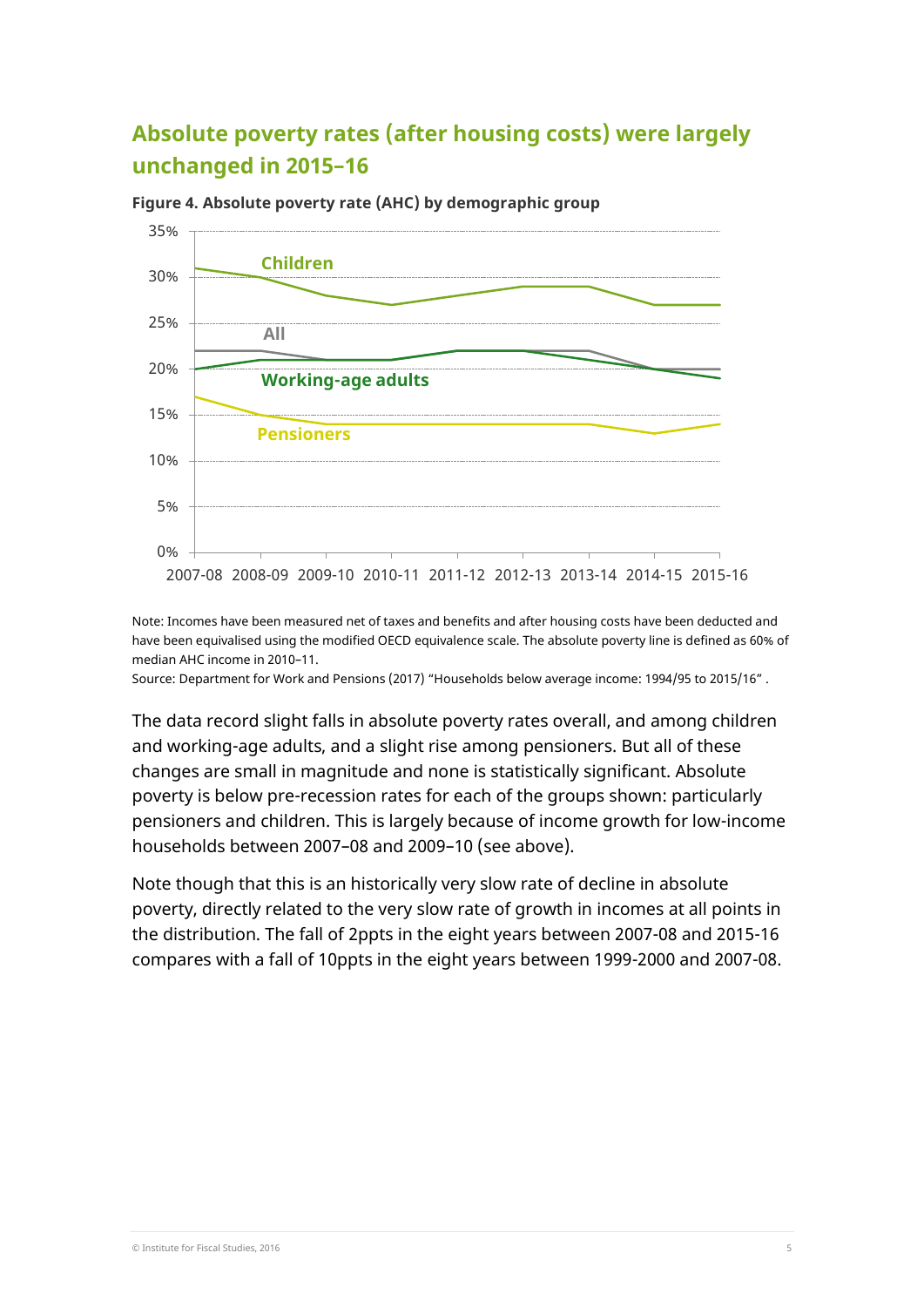## Absolute poverty rates (after housing costs) were largely unchanged in 2015–16

**Figure 4. Absolute poverty rate (AHC) by demographic group**

Note: Incomes have been measured net of taxes and benefits and after housing costs have been deducted and have been equivalised using the modified OECD equivalence scale. The absolute poverty line is defined as 60% of median AHC income in 2010–11.

Source: Department for Work and Pensions (2017) "Households below average income: 1994/95 to 2015/16" .

The data record slight falls in absolute poverty rates overall, and among children and working-age adults, and a slight rise among pensioners. But all of these changes are small in magnitude and none is statistically significant. Absolute poverty is below pre-recession rates for each of the groups shown: particularly pensioners and children. This is largely because of income growth for low-income households between 2007–08 and 2009–10 (see above).

Note though that this is an historically very slow rate of decline in absolute poverty, directly related to the very slow rate of growth in incomes at all points in the distribution. The fall of 2ppts in the eight years between 2007-08 and 2015-16 compares with a fall of 10ppts in the eight years between 1999-2000 and 2007-08.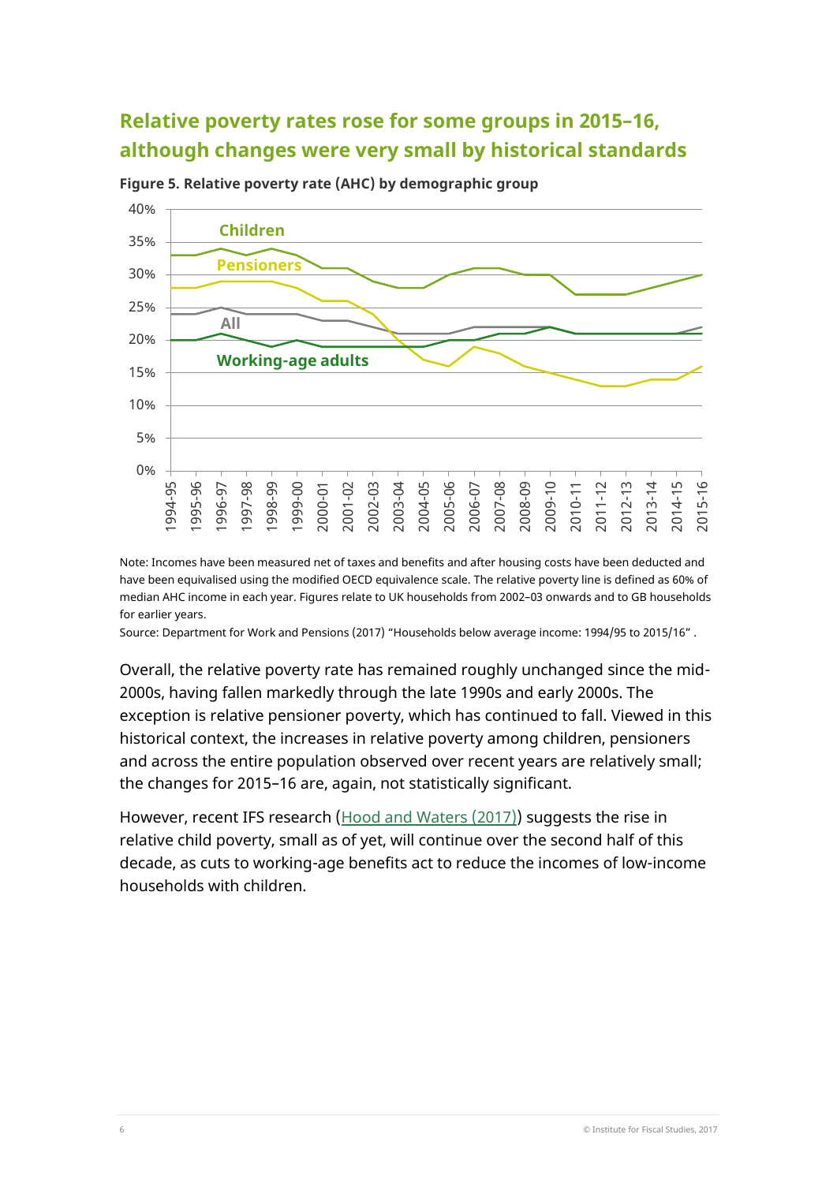## Relative poverty rates rose for some groups in 2015–16, although changes were very small by historical standards

**Figure 5. Relative poverty rate (AHC) by demographic group**

40%
35%
30%
25%
20%
15%
10%
5%
0%

Children
Pensioners
All
Working-age adults

1994-95
1995-96
1996-97
1997-98
1998-99
1999-00
2000-01
2001-02
2002-03
2003-04
2004-05
2005-06
2006-07
2007-08
2008-09
2009-10
2010-11
2011-12
2012-13
2013-14
2014-15
2015-16

Note: Incomes have been measured net of taxes and benefits and after housing costs have been deducted and have been equivalised using the modified OECD equivalence scale. The relative poverty line is defined as 60% of median AHC income in each year. Figures relate to UK households from 2002–03 onwards and to GB households for earlier years.

Source: Department for Work and Pensions (2017) "Households below average income: 1994/95 to 2015/16".

Overall, the relative poverty rate has remained roughly unchanged since the mid-2000s, having fallen markedly through the late 1990s and early 2000s. The exception is relative pensioner poverty, which has continued to fall. Viewed in this historical context, the increases in relative poverty among children, pensioners and across the entire population observed over recent years are relatively small; the changes for 2015–16 are, again, not statistically significant.

However, recent IFS research (Hood and Waters (2017)) suggests the rise in relative child poverty, small as of yet, will continue over the second half of this decade, as cuts to working-age benefits act to reduce the incomes of low-income households with children.